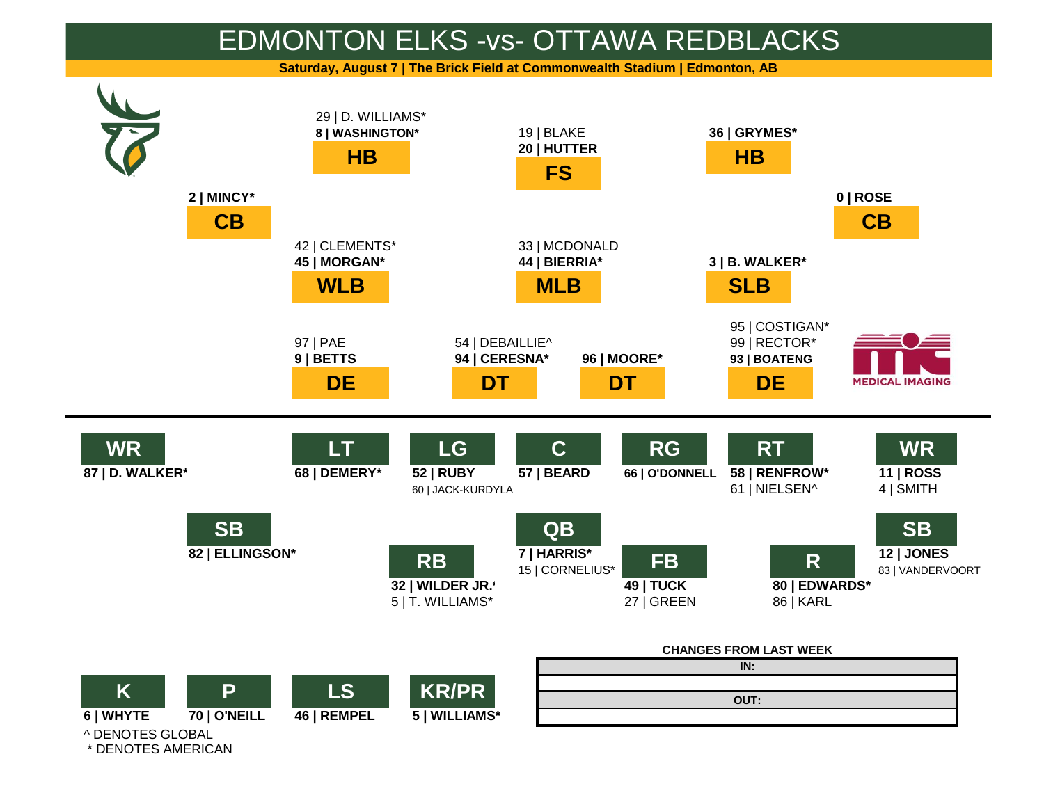# EDMONTON ELKS -vs- OTTAWA REDBLACKS

**Saturday, August 7 | The Brick Field at Commonwealth Stadium | Edmonton, AB**

## Defence

| Position | Starter | Backup |
|---|---|---|
| HB | **8 \| WASHINGTON*** | 29 \| D. WILLIAMS* |
| FS | **20 \| HUTTER** | 19 \| BLAKE |
| HB | **36 \| GRYMES*** | |
| CB | **2 \| MINCY*** | |
| CB | **0 \| ROSE** | |
| WLB | **45 \| MORGAN*** | 42 \| CLEMENTS* |
| MLB | **44 \| BIERRIA*** | 33 \| MCDONALD |
| SLB | **3 \| B. WALKER*** | |
| DE | **9 \| BETTS** | 97 \| PAE |
| DT | **94 \| CERESNA*** | 54 \| DEBAILLIE^ |
| DT | **96 \| MOORE*** | |
| DE | **93 \| BOATENG** | 95 \| COSTIGAN*, 99 \| RECTOR* |

MIC MEDICAL IMAGING

## Offence

| Position | Starter | Backup |
|---|---|---|
| WR | **87 \| D. WALKER*** | |
| LT | **68 \| DEMERY*** | |
| LG | **52 \| RUBY** | 60 \| JACK-KURDYLA |
| C | **57 \| BEARD** | |
| RG | **66 \| O'DONNELL** | |
| RT | **58 \| RENFROW*** | 61 \| NIELSEN^ |
| WR | **11 \| ROSS** | 4 \| SMITH |
| SB | **82 \| ELLINGSON*** | |
| QB | **7 \| HARRIS*** | 15 \| CORNELIUS* |
| RB | **32 \| WILDER JR.*** | 5 \| T. WILLIAMS* |
| FB | **49 \| TUCK** | 27 \| GREEN |
| R | **80 \| EDWARDS*** | 86 \| KARL |
| SB | **12 \| JONES** | 83 \| VANDERVOORT |

## Special Teams

| Position | Player |
|---|---|
| K | **6 \| WHYTE** |
| P | **70 \| O'NEILL** |
| LS | **46 \| REMPEL** |
| KR/PR | **5 \| WILLIAMS*** |

^ DENOTES GLOBAL
\* DENOTES AMERICAN

**CHANGES FROM LAST WEEK**

| IN: |
|---|
| |

| OUT: |
|---|
| |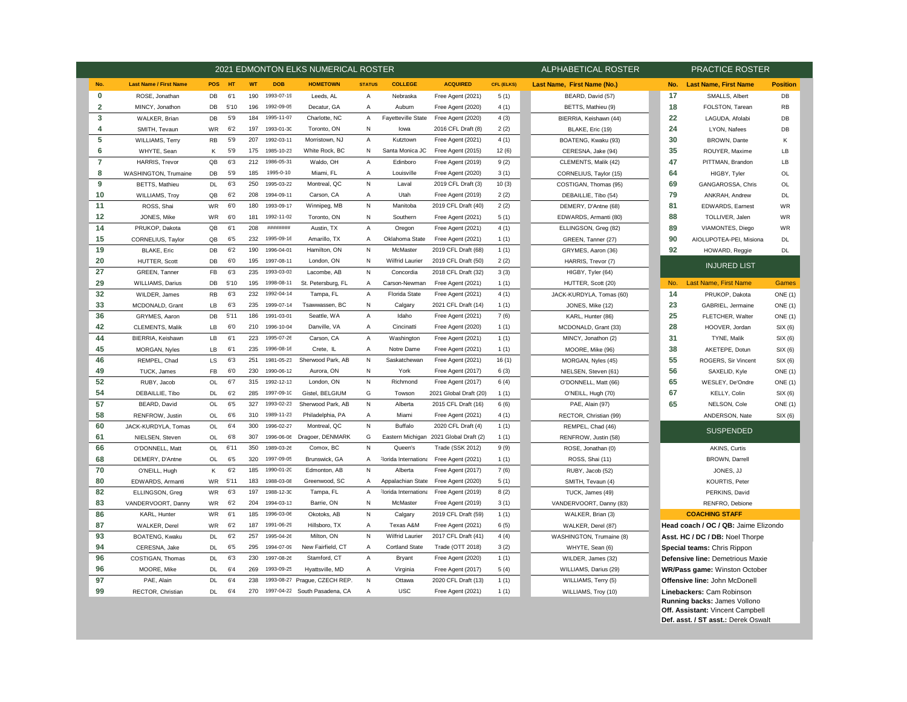## 2021 EDMONTON ELKS NUMERICAL ROSTER

| No. | Last Name / First Name | POS | HT | WT | DOB | HOMETOWN | STATUS | COLLEGE | ACQUIRED | CFL (ELKS) |
|---|---|---|---|---|---|---|---|---|---|---|
| 0 | ROSE, Jonathan | DB | 6'1 | 190 | 1993-07-19 | Leeds, AL | A | Nebraska | Free Agent (2021) | 5 (1) |
| 2 | MINCY, Jonathon | DB | 5'10 | 196 | 1992-09-05 | Decatur, GA | A | Auburn | Free Agent (2020) | 4 (1) |
| 3 | WALKER, Brian | DB | 5'9 | 184 | 1995-11-07 | Charlotte, NC | A | Fayetteville State | Free Agent (2020) | 4 (3) |
| 4 | SMITH, Tevaun | WR | 6'2 | 197 | 1993-01-30 | Toronto, ON | N | Iowa | 2016 CFL Draft (8) | 2 (2) |
| 5 | WILLIAMS, Terry | RB | 5'9 | 207 | 1992-03-11 | Morristown, NJ | A | Kutztown | Free Agent (2021) | 4 (1) |
| 6 | WHYTE, Sean | K | 5'9 | 175 | 1985-10-23 | White Rock, BC | N | Santa Monica JC | Free Agent (2015) | 12 (6) |
| 7 | HARRIS, Trevor | QB | 6'3 | 212 | 1986-05-31 | Waldo, OH | A | Edinboro | Free Agent (2019) | 9 (2) |
| 8 | WASHINGTON, Trumaine | DB | 5'9 | 185 | 1995-0-10 | Miami, FL | A | Louisville | Free Agent (2020) | 3 (1) |
| 9 | BETTS, Mathieu | DL | 6'3 | 250 | 1995-03-22 | Montreal, QC | N | Laval | 2019 CFL Draft (3) | 10 (3) |
| 10 | WILLIAMS, Troy | QB | 6'2 | 208 | 1994-09-11 | Carson, CA | A | Utah | Free Agent (2019) | 2 (2) |
| 11 | ROSS, Shai | WR | 6'0 | 180 | 1993-09-17 | Winnipeg, MB | N | Manitoba | 2019 CFL Draft (40) | 2 (2) |
| 12 | JONES, Mike | WR | 6'0 | 181 | 1992-11-02 | Toronto, ON | N | Southern | Free Agent (2021) | 5 (1) |
| 14 | PRUKOP, Dakota | QB | 6'1 | 208 | ######## | Austin, TX | A | Oregon | Free Agent (2021) | 4 (1) |
| 15 | CORNELIUS, Taylor | QB | 6'5 | 232 | 1995-09-16 | Amarillo, TX | A | Oklahoma State | Free Agent (2021) | 1 (1) |
| 19 | BLAKE, Eric | DB | 6'2 | 190 | 1996-04-01 | Hamilton, ON | N | McMaster | 2019 CFL Draft (68) | 1 (1) |
| 20 | HUTTER, Scott | DB | 6'0 | 195 | 1997-08-11 | London, ON | N | Wilfrid Laurier | 2019 CFL Draft (50) | 2 (2) |
| 27 | GREEN, Tanner | FB | 6'3 | 235 | 1993-03-03 | Lacombe, AB | N | Concordia | 2018 CFL Draft (32) | 3 (3) |
| 29 | WILLIAMS, Darius | DB | 5'10 | 195 | 1998-08-11 | St. Petersburg, FL | A | Carson-Newman | Free Agent (2021) | 1 (1) |
| 32 | WILDER, James | RB | 6'3 | 232 | 1992-04-14 | Tampa, FL | A | Florida State | Free Agent (2021) | 4 (1) |
| 33 | MCDONALD, Grant | LB | 6'3 | 235 | 1999-07-14 | Tsawwassen, BC | N | Calgary | 2021 CFL Draft (14) | 1 (1) |
| 36 | GRYMES, Aaron | DB | 5'11 | 186 | 1991-03-01 | Seattle, WA | A | Idaho | Free Agent (2021) | 7 (6) |
| 42 | CLEMENTS, Malik | LB | 6'0 | 210 | 1996-10-04 | Danville, VA | A | Cincinatti | Free Agent (2020) | 1 (1) |
| 44 | BIERRIA, Keishawn | LB | 6'1 | 223 | 1995-07-26 | Carson, CA | A | Washington | Free Agent (2021) | 1 (1) |
| 45 | MORGAN, Nyles | LB | 6'1 | 235 | 1996-08-16 | Crete, IL | A | Notre Dame | Free Agent (2021) | 1 (1) |
| 46 | REMPEL, Chad | LS | 6'3 | 251 | 1981-05-23 | Sherwood Park, AB | N | Saskatchewan | Free Agent (2021) | 16 (1) |
| 49 | TUCK, James | FB | 6'0 | 230 | 1990-06-12 | Aurora, ON | N | York | Free Agent (2017) | 6 (3) |
| 52 | RUBY, Jacob | OL | 6'7 | 315 | 1992-12-13 | London, ON | N | Richmond | Free Agent (2017) | 6 (4) |
| 54 | DEBAILLIE, Tibo | DL | 6'2 | 285 | 1997-09-10 | Gistel, BELGIUM | G | Towson | 2021 Global Draft (20) | 1 (1) |
| 57 | BEARD, David | OL | 6'5 | 327 | 1993-02-23 | Sherwood Park, AB | N | Alberta | 2015 CFL Draft (16) | 6 (6) |
| 58 | RENFROW, Justin | OL | 6'6 | 310 | 1989-11-23 | Philadelphia, PA | A | Miami | Free Agent (2021) | 4 (1) |
| 60 | JACK-KURDYLA, Tomas | OL | 6'4 | 300 | 1996-02-27 | Montreal, QC | N | Buffalo | 2020 CFL Draft (4) | 1 (1) |
| 61 | NIELSEN, Steven | OL | 6'8 | 307 | 1996-06-06 | Dragoer, DENMARK | G | Eastern Michigan | 2021 Global Draft (2) | 1 (1) |
| 66 | O'DONNELL, Matt | OL | 6'11 | 350 | 1989-03-26 | Comox, BC | N | Queen's | Trade (SSK 2012) | 9 (9) |
| 68 | DEMERY, D'Antne | OL | 6'5 | 320 | 1997-09-05 | Brunswick, GA | A | Florida Internationa | Free Agent (2021) | 1 (1) |
| 70 | O'NEILL, Hugh | K | 6'2 | 185 | 1990-01-20 | Edmonton, AB | N | Alberta | Free Agent (2017) | 7 (6) |
| 80 | EDWARDS, Armanti | WR | 5'11 | 183 | 1988-03-08 | Greenwood, SC | A | Appalachian State | Free Agent (2020) | 5 (1) |
| 82 | ELLINGSON, Greg | WR | 6'3 | 197 | 1988-12-30 | Tampa, FL | A | Florida Internationa | Free Agent (2019) | 8 (2) |
| 83 | VANDERVOORT, Danny | WR | 6'2 | 204 | 1994-03-13 | Barrie, ON | N | McMaster | Free Agent (2019) | 3 (1) |
| 86 | KARL, Hunter | WR | 6'1 | 185 | 1996-03-06 | Okotoks, AB | N | Calgary | 2019 CFL Draft (59) | 1 (1) |
| 87 | WALKER, Derel | WR | 6'2 | 187 | 1991-06-29 | Hillsboro, TX | A | Texas A&M | Free Agent (2021) | 6 (5) |
| 93 | BOATENG, Kwaku | DL | 6'2 | 257 | 1995-04-26 | Milton, ON | N | Wilfrid Laurier | 2017 CFL Draft (41) | 4 (4) |
| 94 | CERESNA, Jake | DL | 6'5 | 295 | 1994-07-09 | New Fairfield, CT | A | Cortland State | Trade (OTT 2018) | 3 (2) |
| 96 | COSTIGAN, Thomas | DL | 6'3 | 230 | 1997-08-26 | Stamford, CT | A | Bryant | Free Agent (2020) | 1 (1) |
| 96 | MOORE, Mike | DL | 6'4 | 269 | 1993-09-25 | Hyattsville, MD | A | Virginia | Free Agent (2017) | 5 (4) |
| 97 | PAE, Alain | DL | 6'4 | 238 | 1993-08-27 | Prague, CZECH REP. | N | Ottawa | 2020 CFL Draft (13) | 1 (1) |
| 99 | RECTOR, Christian | DL | 6'4 | 270 | 1997-04-22 | South Pasadena, CA | A | USC | Free Agent (2021) | 1 (1) |

## ALPHABETICAL ROSTER

| Last Name, First Name (No.) |
|---|
| BEARD, David (57) |
| BETTS, Mathieu (9) |
| BIERRIA, Keishawn (44) |
| BLAKE, Eric (19) |
| BOATENG, Kwaku (93) |
| CERESNA, Jake (94) |
| CLEMENTS, Malik (42) |
| CORNELIUS, Taylor (15) |
| COSTIGAN, Thomas (95) |
| DEBAILLIE, Tibo (54) |
| DEMERY, D'Antne (68) |
| EDWARDS, Armanti (80) |
| ELLINGSON, Greg (82) |
| GREEN, Tanner (27) |
| GRYMES, Aaron (36) |
| HARRIS, Trevor (7) |
| HIGBY, Tyler (64) |
| HUTTER, Scott (20) |
| JACK-KURDYLA, Tomas (60) |
| JONES, Mike (12) |
| KARL, Hunter (86) |
| MCDONALD, Grant (33) |
| MINCY, Jonathon (2) |
| MOORE, Mike (96) |
| MORGAN, Nyles (45) |
| NIELSEN, Steven (61) |
| O'DONNELL, Matt (66) |
| O'NEILL, Hugh (70) |
| PAE, Alain (97) |
| RECTOR, Christian (99) |
| REMPEL, Chad (46) |
| RENFROW, Justin (58) |
| ROSE, Jonathan (0) |
| ROSS, Shai (11) |
| RUBY, Jacob (52) |
| SMITH, Tevaun (4) |
| TUCK, James (49) |
| VANDERVOORT, Danny (83) |
| WALKER, Brian (3) |
| WALKER, Derel (87) |
| WASHINGTON, Trumaine (8) |
| WHYTE, Sean (6) |
| WILDER, James (32) |
| WILLIAMS, Darius (29) |
| WILLIAMS, Terry (5) |
| WILLIAMS, Troy (10) |

## PRACTICE ROSTER

| No. | Last Name, First Name | Position |
|---|---|---|
| 17 | SMALLS, Albert | DB |
| 18 | FOLSTON, Tarean | RB |
| 22 | LAGUDA, Afolabi | DB |
| 24 | LYON, Nafees | DB |
| 30 | BROWN, Dante | K |
| 35 | ROUYER, Maxime | LB |
| 47 | PITTMAN, Brandon | LB |
| 64 | HIGBY, Tyler | OL |
| 69 | GANGAROSSA, Chris | OL |
| 79 | ANKRAH, Andrew | DL |
| 81 | EDWARDS, Earnest | WR |
| 88 | TOLLIVER, Jalen | WR |
| 89 | VIAMONTES, Diego | WR |
| 90 | AIOLUPOTEA-PEI, Misiona | DL |
| 92 | HOWARD, Reggie | DL |

## INJURED LIST

| No. | Last Name, First Name | Games |
|---|---|---|
| 14 | PRUKOP, Dakota | ONE (1) |
| 23 | GABRIEL, Jermaine | ONE (1) |
| 25 | FLETCHER, Walter | ONE (1) |
| 28 | HOOVER, Jordan | SIX (6) |
| 31 | TYNE, Malik | SIX (6) |
| 38 | AKETEPE, Dotun | SIX (6) |
| 55 | ROGERS, Sir Vincent | SIX (6) |
| 56 | SAXELID, Kyle | ONE (1) |
| 65 | WESLEY, De'Ondre | ONE (1) |
| 67 | KELLY, Colin | SIX (6) |
| 65 | NELSON, Cole | ONE (1) |
| | ANDERSON, Nate | SIX (6) |

## SUSPENDED

- AKINS, Curtis
- BROWN, Darrell
- JONES, JJ
- KOURTIS, Peter
- PERKINS, David
- RENFRO, Debione

## COACHING STAFF

**Head coach / OC / QB:** Jaime Elizondo
**Asst. HC / DC / DB:** Noel Thorpe
**Special teams:** Chris Rippon
**Defensive line:** Demetrious Maxie
**WR/Pass game:** Winston October
**Offensive line:** John McDonell
**Linebackers:** Cam Robinson
**Running backs:** James Vollono
**Off. Assistant:** Vincent Campbell
**Def. asst. / ST asst.:** Derek Oswalt